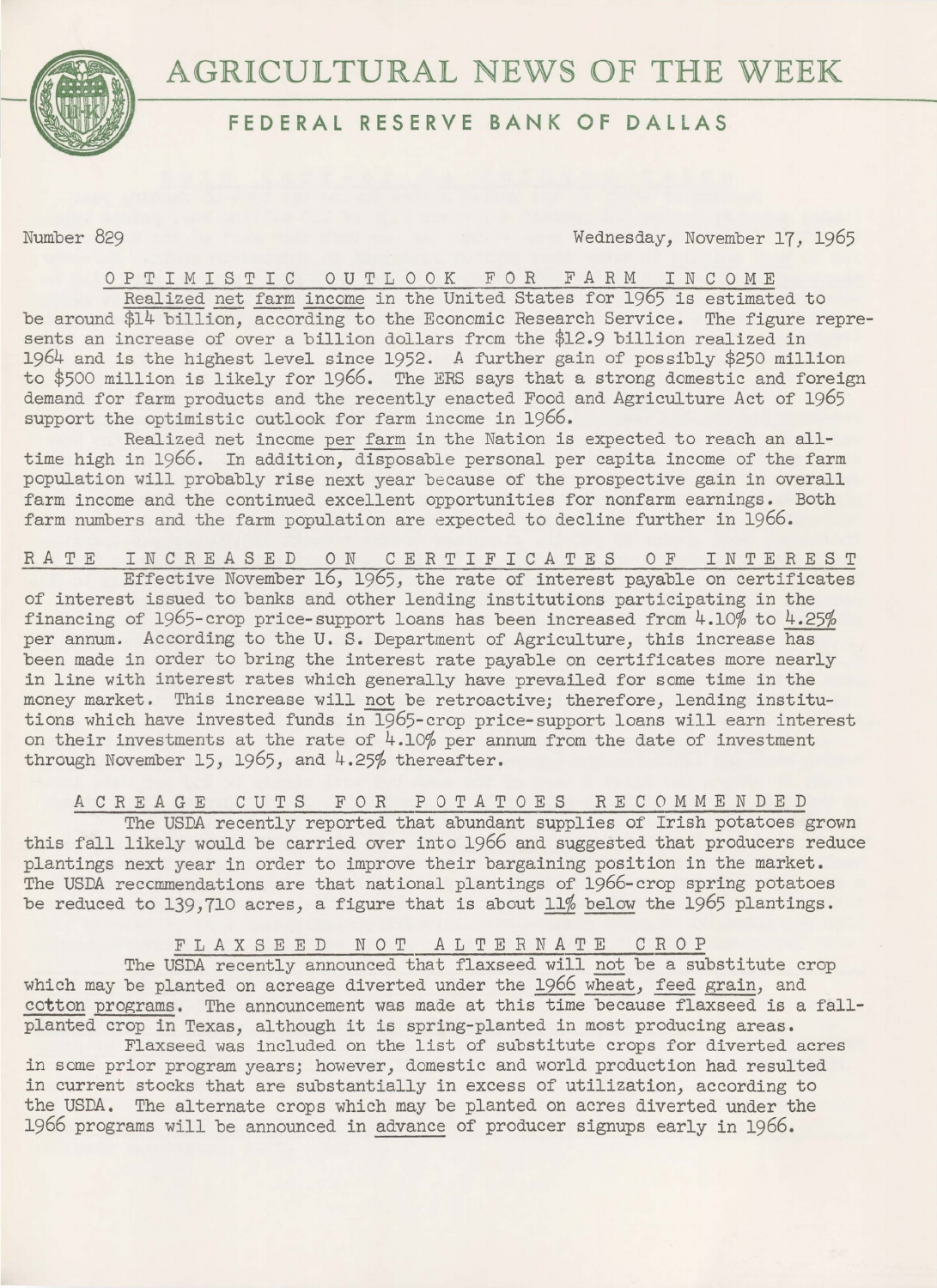# AGRICULTURAL NEWS OF THE WEEK

## FEDERAL RESERVE BANK OF DALLAS

Number 829 — Wednesday, November 17, 1965

### OPTIMISTIC OUTLOOK FOR FARM INCOME

Realized net farm income in the United States for 1965 is estimated to be around $14 billion, according to the Economic Research Service. The figure represents an increase of over a billion dollars from the $12.9 billion realized in 1964 and is the highest level since 1952. A further gain of possibly $250 million to $500 million is likely for 1966. The ERS says that a strong domestic and foreign demand for farm products and the recently enacted Food and Agriculture Act of 1965 support the optimistic outlook for farm income in 1966.

Realized net income per farm in the Nation is expected to reach an all-time high in 1966. In addition, disposable personal per capita income of the farm population will probably rise next year because of the prospective gain in overall farm income and the continued excellent opportunities for nonfarm earnings. Both farm numbers and the farm population are expected to decline further in 1966.

### RATE INCREASED ON CERTIFICATES OF INTEREST

Effective November 16, 1965, the rate of interest payable on certificates of interest issued to banks and other lending institutions participating in the financing of 1965-crop price-support loans has been increased from 4.10% to 4.25% per annum. According to the U. S. Department of Agriculture, this increase has been made in order to bring the interest rate payable on certificates more nearly in line with interest rates which generally have prevailed for some time in the money market. This increase will not be retroactive; therefore, lending institutions which have invested funds in 1965-crop price-support loans will earn interest on their investments at the rate of 4.10% per annum from the date of investment through November 15, 1965, and 4.25% thereafter.

### ACREAGE CUTS FOR POTATOES RECOMMENDED

The USDA recently reported that abundant supplies of Irish potatoes grown this fall likely would be carried over into 1966 and suggested that producers reduce plantings next year in order to improve their bargaining position in the market. The USDA recommendations are that national plantings of 1966-crop spring potatoes be reduced to 139,710 acres, a figure that is about 11% below the 1965 plantings.

### FLAXSEED NOT ALTERNATE CROP

The USDA recently announced that flaxseed will not be a substitute crop which may be planted on acreage diverted under the 1966 wheat, feed grain, and cotton programs. The announcement was made at this time because flaxseed is a fall-planted crop in Texas, although it is spring-planted in most producing areas.

Flaxseed was included on the list of substitute crops for diverted acres in some prior program years; however, domestic and world production had resulted in current stocks that are substantially in excess of utilization, according to the USDA. The alternate crops which may be planted on acres diverted under the 1966 programs will be announced in advance of producer signups early in 1966.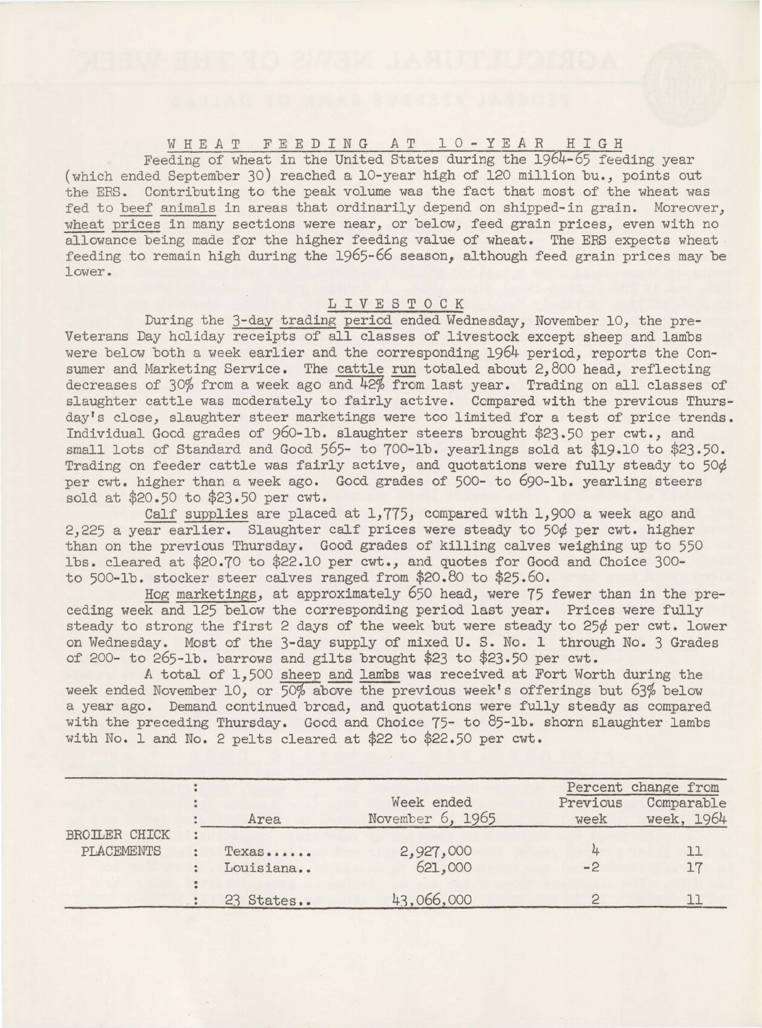## WHEAT FEEDING AT 10-YEAR HIGH

Feeding of wheat in the United States during the 1964-65 feeding year (which ended September 30) reached a 10-year high of 120 million bu., points out the ERS. Contributing to the peak volume was the fact that most of the wheat was fed to beef animals in areas that ordinarily depend on shipped-in grain. Moreover, wheat prices in many sections were near, or below, feed grain prices, even with no allowance being made for the higher feeding value of wheat. The ERS expects wheat feeding to remain high during the 1965-66 season, although feed grain prices may be lower.

## LIVESTOCK

During the 3-day trading period ended Wednesday, November 10, the pre-Veterans Day holiday receipts of all classes of livestock except sheep and lambs were below both a week earlier and the corresponding 1964 period, reports the Consumer and Marketing Service. The cattle run totaled about 2,800 head, reflecting decreases of 30% from a week ago and 42% from last year. Trading on all classes of slaughter cattle was moderately to fairly active. Compared with the previous Thursday's close, slaughter steer marketings were too limited for a test of price trends. Individual Good grades of 960-lb. slaughter steers brought $23.50 per cwt., and small lots of Standard and Good 565- to 700-lb. yearlings sold at $19.10 to $23.50. Trading on feeder cattle was fairly active, and quotations were fully steady to 50¢ per cwt. higher than a week ago. Good grades of 500- to 690-lb. yearling steers sold at $20.50 to $23.50 per cwt.

Calf supplies are placed at 1,775, compared with 1,900 a week ago and 2,225 a year earlier. Slaughter calf prices were steady to 50¢ per cwt. higher than on the previous Thursday. Good grades of killing calves weighing up to 550 lbs. cleared at $20.70 to $22.10 per cwt., and quotes for Good and Choice 300- to 500-lb. stocker steer calves ranged from $20.80 to $25.60.

Hog marketings, at approximately 650 head, were 75 fewer than in the preceding week and 125 below the corresponding period last year. Prices were fully steady to strong the first 2 days of the week but were steady to 25¢ per cwt. lower on Wednesday. Most of the 3-day supply of mixed U. S. No. 1 through No. 3 Grades of 200- to 265-lb. barrows and gilts brought $23 to $23.50 per cwt.

A total of 1,500 sheep and lambs was received at Fort Worth during the week ended November 10, or 50% above the previous week's offerings but 63% below a year ago. Demand continued broad, and quotations were fully steady as compared with the preceding Thursday. Good and Choice 75- to 85-lb. shorn slaughter lambs with No. 1 and No. 2 pelts cleared at $22 to $22.50 per cwt.

| | Area | Week ended November 6, 1965 | Percent change from Previous week | Percent change from Comparable week, 1964 |
|---|---|---|---|---|
| BROILER CHICK PLACEMENTS | Texas...... | 2,927,000 | 4 | 11 |
| | Louisiana.. | 621,000 | -2 | 17 |
| | 23 States.. | 43,066,000 | 2 | 11 |